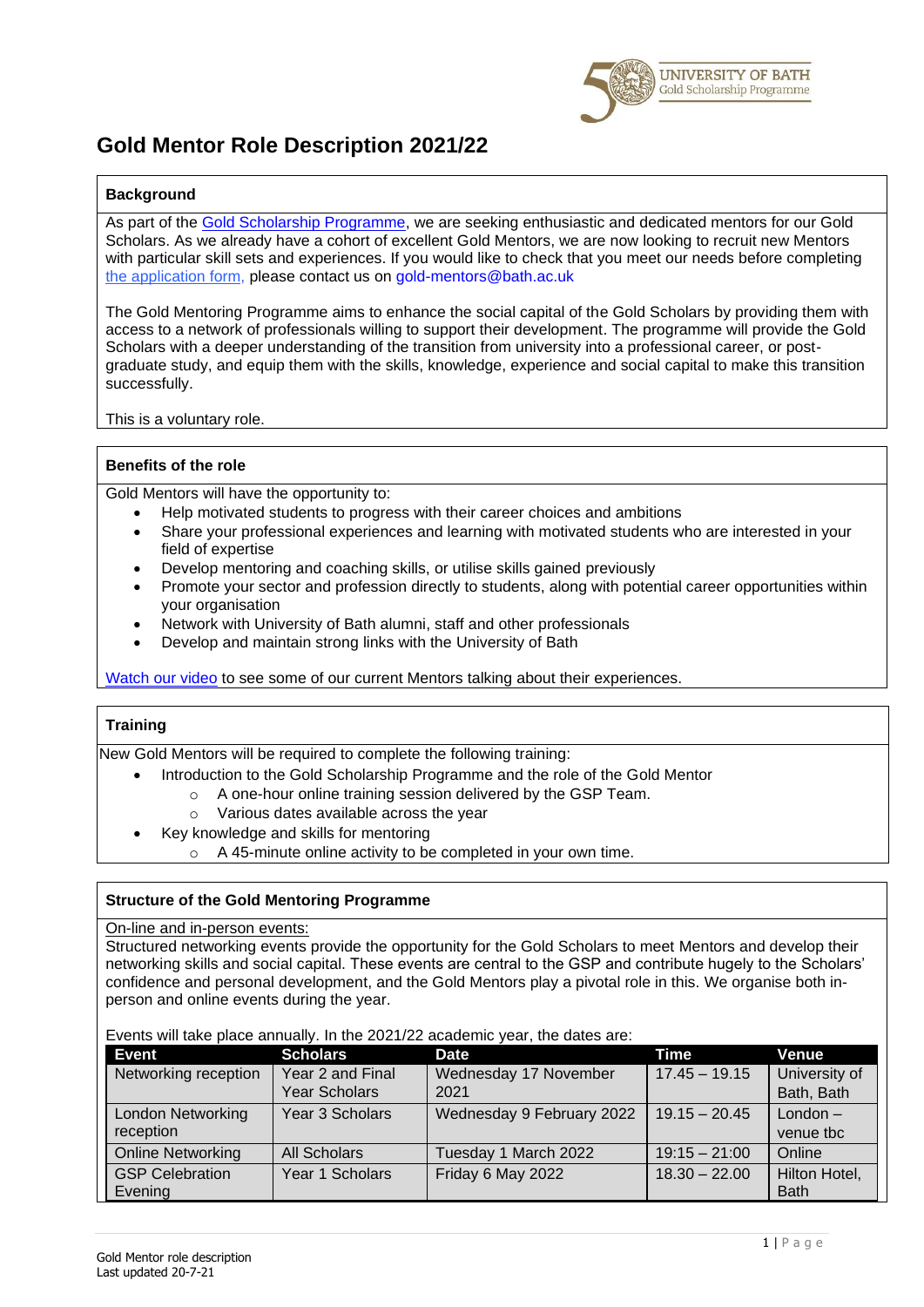# Gold Mentor Role Description 2021/22

## Background

As part of the Gold Scholarship Programme, we are seeking enthusiastic and dedicated mentors for our Gold Scholars. As we already have a cohort of excellent Gold Mentors, we are now looking to recruit new Mentors with particular skill sets and experiences. If you would like to check that you meet our needs before completing the application form, please contact us on gold-mentors@bath.ac.uk

The Gold Mentoring Programme aims to enhance the social capital of the Gold Scholars by providing them with access to a network of professionals willing to support their development. The programme will provide the Gold Scholars with a deeper understanding of the transition from university into a professional career, or post-graduate study, and equip them with the skills, knowledge, experience and social capital to make this transition successfully.

This is a voluntary role.

## Benefits of the role

Gold Mentors will have the opportunity to:

- Help motivated students to progress with their career choices and ambitions
- Share your professional experiences and learning with motivated students who are interested in your field of expertise
- Develop mentoring and coaching skills, or utilise skills gained previously
- Promote your sector and profession directly to students, along with potential career opportunities within your organisation
- Network with University of Bath alumni, staff and other professionals
- Develop and maintain strong links with the University of Bath

Watch our video to see some of our current Mentors talking about their experiences.

## Training

New Gold Mentors will be required to complete the following training:

- Introduction to the Gold Scholarship Programme and the role of the Gold Mentor
  - A one-hour online training session delivered by the GSP Team.
  - Various dates available across the year
- Key knowledge and skills for mentoring
  - A 45-minute online activity to be completed in your own time.

## Structure of the Gold Mentoring Programme

On-line and in-person events:

Structured networking events provide the opportunity for the Gold Scholars to meet Mentors and develop their networking skills and social capital. These events are central to the GSP and contribute hugely to the Scholars' confidence and personal development, and the Gold Mentors play a pivotal role in this. We organise both in-person and online events during the year.

Events will take place annually. In the 2021/22 academic year, the dates are:

| Event | Scholars | Date | Time | Venue |
|---|---|---|---|---|
| Networking reception | Year 2 and Final Year Scholars | Wednesday 17 November 2021 | 17.45 – 19.15 | University of Bath, Bath |
| London Networking reception | Year 3 Scholars | Wednesday 9 February 2022 | 19.15 – 20.45 | London – venue tbc |
| Online Networking | All Scholars | Tuesday 1 March 2022 | 19:15 – 21:00 | Online |
| GSP Celebration Evening | Year 1 Scholars | Friday 6 May 2022 | 18.30 – 22.00 | Hilton Hotel, Bath |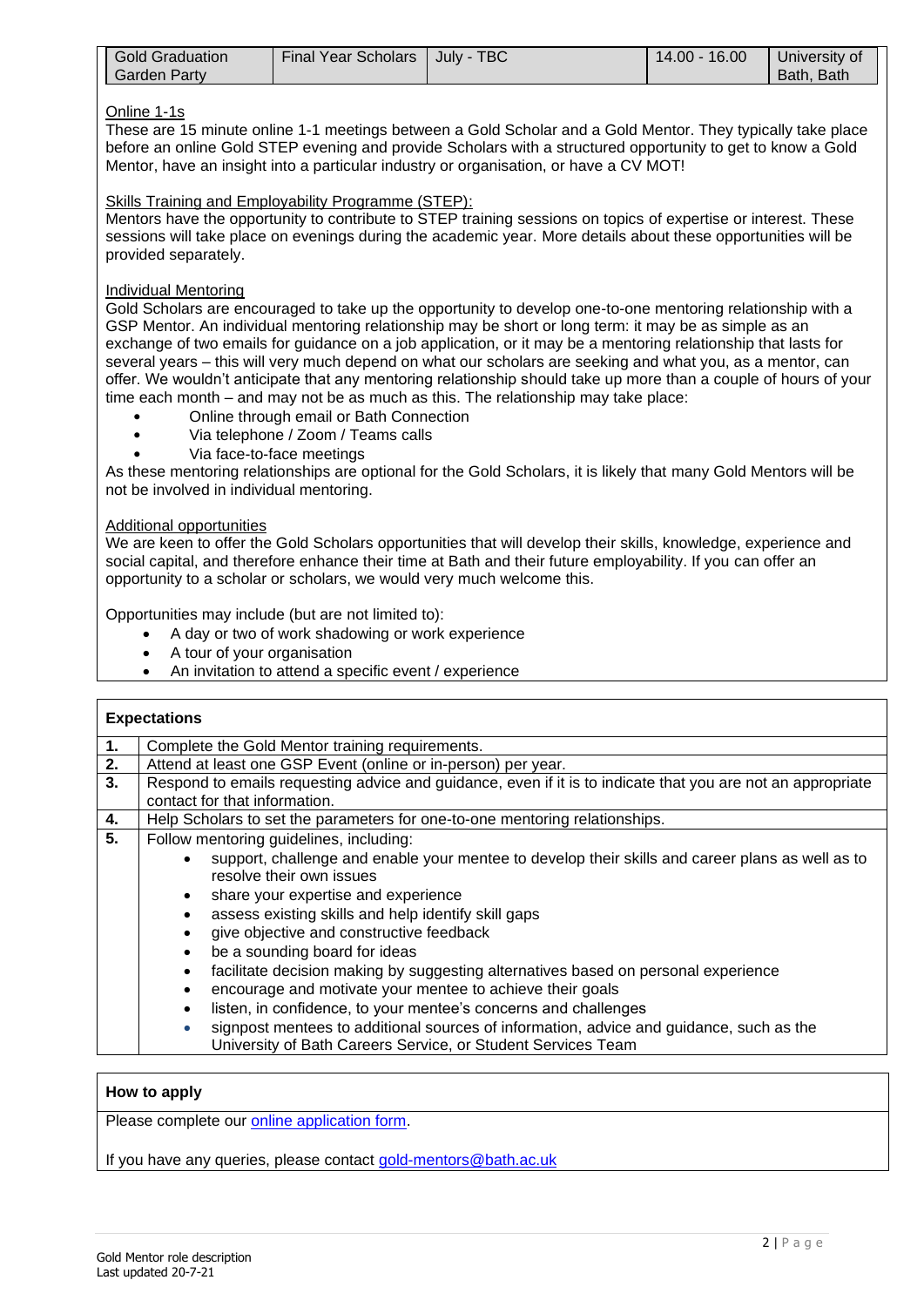| | | | | |
|---|---|---|---|---|
| Gold Graduation Garden Party | Final Year Scholars | July - TBC | 14.00 - 16.00 | University of Bath, Bath |

Online 1-1s
These are 15 minute online 1-1 meetings between a Gold Scholar and a Gold Mentor. They typically take place before an online Gold STEP evening and provide Scholars with a structured opportunity to get to know a Gold Mentor, have an insight into a particular industry or organisation, or have a CV MOT!

Skills Training and Employability Programme (STEP):
Mentors have the opportunity to contribute to STEP training sessions on topics of expertise or interest. These sessions will take place on evenings during the academic year. More details about these opportunities will be provided separately.

Individual Mentoring
Gold Scholars are encouraged to take up the opportunity to develop one-to-one mentoring relationship with a GSP Mentor. An individual mentoring relationship may be short or long term: it may be as simple as an exchange of two emails for guidance on a job application, or it may be a mentoring relationship that lasts for several years – this will very much depend on what our scholars are seeking and what you, as a mentor, can offer. We wouldn't anticipate that any mentoring relationship should take up more than a couple of hours of your time each month – and may not be as much as this. The relationship may take place:

- Online through email or Bath Connection
- Via telephone / Zoom / Teams calls
- Via face-to-face meetings

As these mentoring relationships are optional for the Gold Scholars, it is likely that many Gold Mentors will be not be involved in individual mentoring.

Additional opportunities
We are keen to offer the Gold Scholars opportunities that will develop their skills, knowledge, experience and social capital, and therefore enhance their time at Bath and their future employability. If you can offer an opportunity to a scholar or scholars, we would very much welcome this.

Opportunities may include (but are not limited to):

- A day or two of work shadowing or work experience
- A tour of your organisation
- An invitation to attend a specific event / experience

**Expectations**

| | |
|---|---|
| 1. | Complete the Gold Mentor training requirements. |
| 2. | Attend at least one GSP Event (online or in-person) per year. |
| 3. | Respond to emails requesting advice and guidance, even if it is to indicate that you are not an appropriate contact for that information. |
| 4. | Help Scholars to set the parameters for one-to-one mentoring relationships. |
| 5. | Follow mentoring guidelines, including:<br>• support, challenge and enable your mentee to develop their skills and career plans as well as to resolve their own issues<br>• share your expertise and experience<br>• assess existing skills and help identify skill gaps<br>• give objective and constructive feedback<br>• be a sounding board for ideas<br>• facilitate decision making by suggesting alternatives based on personal experience<br>• encourage and motivate your mentee to achieve their goals<br>• listen, in confidence, to your mentee's concerns and challenges<br>• signpost mentees to additional sources of information, advice and guidance, such as the University of Bath Careers Service, or Student Services Team |

**How to apply**

Please complete our online application form.

If you have any queries, please contact gold-mentors@bath.ac.uk

Gold Mentor role description
Last updated 20-7-21